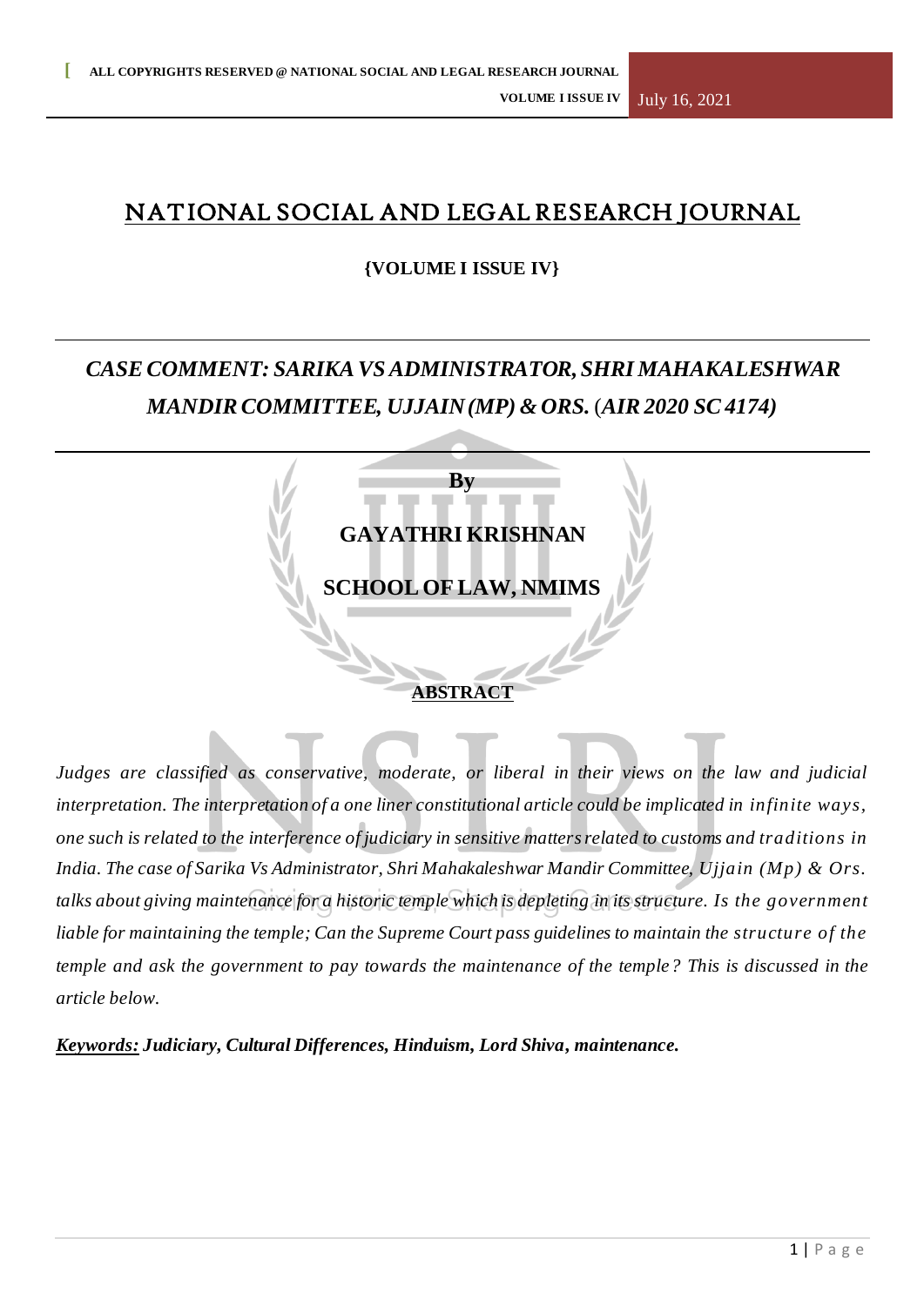# NATIONAL SOCIAL AND LEGAL RESEARCH JOURNAL

**{VOLUME I ISSUE IV}**

## *CASE COMMENT: SARIKA VS ADMINISTRATOR, SHRI MAHAKALESHWAR MANDIR COMMITTEE, UJJAIN (MP) & ORS. (AIR 2020 SC 4174)*

**By**

**GAYATHRI KRISHNAN**

**SCHOOL OF LAW, NMIMS**

**ABSTRACT**

*Judges are classified as conservative, moderate, or liberal in their views on the law and judicial interpretation. The interpretation of a one liner constitutional article could be implicated in infinite ways, one such is related to the interference of judiciary in sensitive matters related to customs and traditions in India. The case of Sarika Vs Administrator, Shri Mahakaleshwar Mandir Committee, Ujjain (Mp) & Ors. talks about giving maintenance for a historic temple which is depleting in its structure. Is the government liable for maintaining the temple; Can the Supreme Court pass guidelines to maintain the structure of the temple and ask the government to pay towards the maintenance of the temple? This is discussed in the article below.*

***Keywords:*** ***Judiciary, Cultural Differences, Hinduism, Lord Shiva, maintenance.***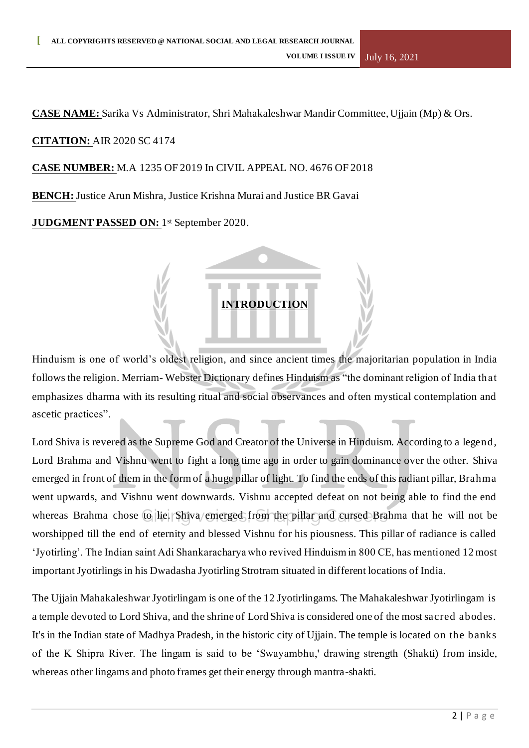**CASE NAME:** Sarika Vs Administrator, Shri Mahakaleshwar Mandir Committee, Ujjain (Mp) & Ors.

**CITATION:** AIR 2020 SC 4174

**CASE NUMBER:** M.A 1235 OF 2019 In CIVIL APPEAL NO. 4676 OF 2018

**BENCH:** Justice Arun Mishra, Justice Krishna Murai and Justice BR Gavai

**JUDGMENT PASSED ON:** 1st September 2020.

## INTRODUCTION

Hinduism is one of world's oldest religion, and since ancient times the majoritarian population in India follows the religion. Merriam- Webster Dictionary defines Hinduism as "the dominant religion of India that emphasizes dharma with its resulting ritual and social observances and often mystical contemplation and ascetic practices".

Lord Shiva is revered as the Supreme God and Creator of the Universe in Hinduism. According to a legend, Lord Brahma and Vishnu went to fight a long time ago in order to gain dominance over the other. Shiva emerged in front of them in the form of a huge pillar of light. To find the ends of this radiant pillar, Brahma went upwards, and Vishnu went downwards. Vishnu accepted defeat on not being able to find the end whereas Brahma chose to lie. Shiva emerged from the pillar and cursed Brahma that he will not be worshipped till the end of eternity and blessed Vishnu for his piousness. This pillar of radiance is called 'Jyotirling'. The Indian saint Adi Shankaracharya who revived Hinduism in 800 CE, has mentioned 12 most important Jyotirlings in his Dwadasha Jyotirling Strotram situated in different locations of India.

The Ujjain Mahakaleshwar Jyotirlingam is one of the 12 Jyotirlingams. The Mahakaleshwar Jyotirlingam is a temple devoted to Lord Shiva, and the shrine of Lord Shiva is considered one of the most sacred abodes. It's in the Indian state of Madhya Pradesh, in the historic city of Ujjain. The temple is located on the banks of the K Shipra River. The lingam is said to be 'Swayambhu,' drawing strength (Shakti) from inside, whereas other lingams and photo frames get their energy through mantra-shakti.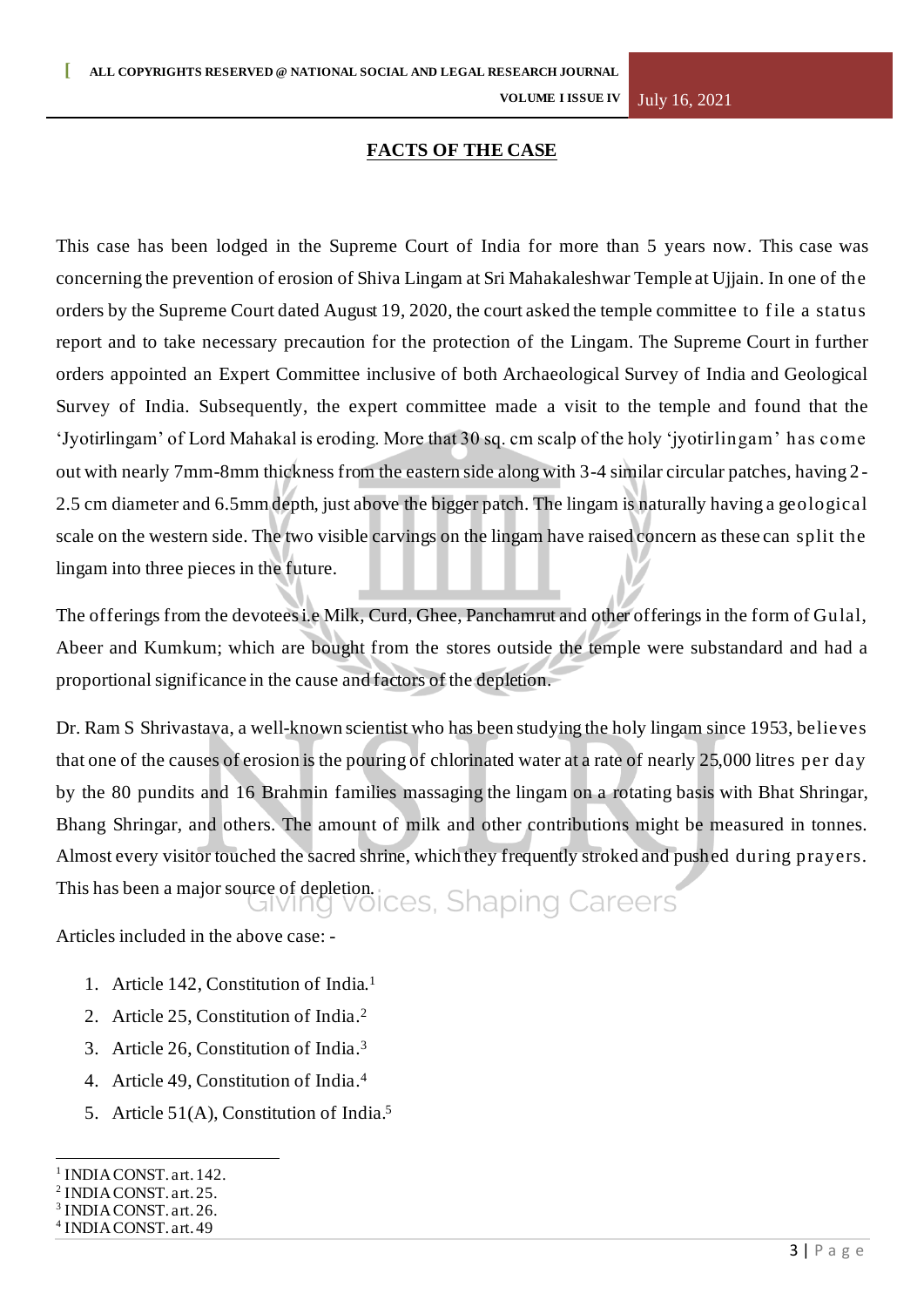## FACTS OF THE CASE

This case has been lodged in the Supreme Court of India for more than 5 years now. This case was concerning the prevention of erosion of Shiva Lingam at Sri Mahakaleshwar Temple at Ujjain. In one of the orders by the Supreme Court dated August 19, 2020, the court asked the temple committee to file a status report and to take necessary precaution for the protection of the Lingam. The Supreme Court in further orders appointed an Expert Committee inclusive of both Archaeological Survey of India and Geological Survey of India. Subsequently, the expert committee made a visit to the temple and found that the 'Jyotirlingam' of Lord Mahakal is eroding. More that 30 sq. cm scalp of the holy 'jyotirlingam' has come out with nearly 7mm-8mm thickness from the eastern side along with 3-4 similar circular patches, having 2-2.5 cm diameter and 6.5mm depth, just above the bigger patch. The lingam is naturally having a geological scale on the western side. The two visible carvings on the lingam have raised concern as these can split the lingam into three pieces in the future.

The offerings from the devotees i.e Milk, Curd, Ghee, Panchamrut and other offerings in the form of Gulal, Abeer and Kumkum; which are bought from the stores outside the temple were substandard and had a proportional significance in the cause and factors of the depletion.

Dr. Ram S Shrivastava, a well-known scientist who has been studying the holy lingam since 1953, believes that one of the causes of erosion is the pouring of chlorinated water at a rate of nearly 25,000 litres per day by the 80 pundits and 16 Brahmin families massaging the lingam on a rotating basis with Bhat Shringar, Bhang Shringar, and others. The amount of milk and other contributions might be measured in tonnes. Almost every visitor touched the sacred shrine, which they frequently stroked and pushed during prayers. This has been a major source of depletion.

Articles included in the above case: -

1. Article 142, Constitution of India.[1]
2. Article 25, Constitution of India.[2]
3. Article 26, Constitution of India.[3]
4. Article 49, Constitution of India.[4]
5. Article 51(A), Constitution of India.[5]

---

[1] INDIA CONST. art. 142.
[2] INDIA CONST. art. 25.
[3] INDIA CONST. art. 26.
[4] INDIA CONST. art. 49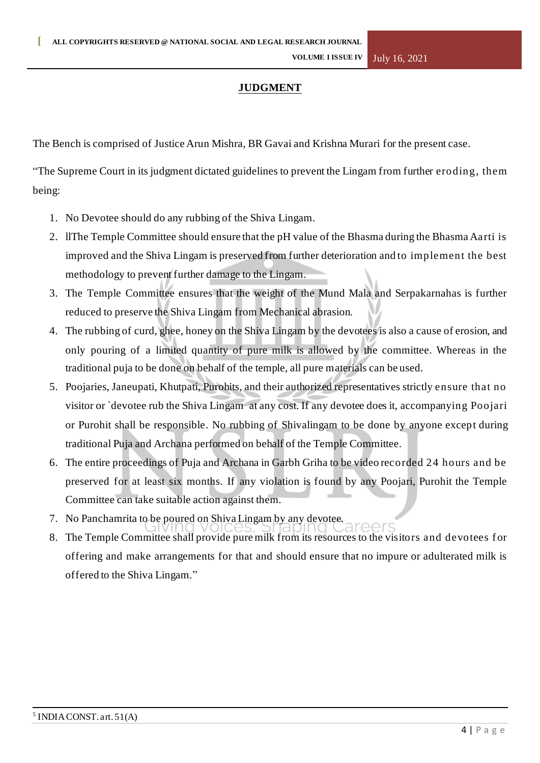## JUDGMENT

The Bench is comprised of Justice Arun Mishra, BR Gavai and Krishna Murari for the present case.

"The Supreme Court in its judgment dictated guidelines to prevent the Lingam from further eroding, them being:

1. No Devotee should do any rubbing of the Shiva Lingam.
2. llThe Temple Committee should ensure that the pH value of the Bhasma during the Bhasma Aarti is improved and the Shiva Lingam is preserved from further deterioration and to implement the best methodology to prevent further damage to the Lingam.
3. The Temple Committee ensures that the weight of the Mund Mala and Serpakarnahas is further reduced to preserve the Shiva Lingam from Mechanical abrasion.
4. The rubbing of curd, ghee, honey on the Shiva Lingam by the devotees is also a cause of erosion, and only pouring of a limited quantity of pure milk is allowed by the committee. Whereas in the traditional puja to be done on behalf of the temple, all pure materials can be used.
5. Poojaries, Janeupati, Khutpati, Purohits, and their authorized representatives strictly ensure that no visitor or `devotee rub the Shiva Lingam at any cost. If any devotee does it, accompanying Poojari or Purohit shall be responsible. No rubbing of Shivalingam to be done by anyone except during traditional Puja and Archana performed on behalf of the Temple Committee.
6. The entire proceedings of Puja and Archana in Garbh Griha to be video recorded 24 hours and be preserved for at least six months. If any violation is found by any Poojari, Purohit the Temple Committee can take suitable action against them.
7. No Panchamrita to be poured on Shiva Lingam by any devotee.
8. The Temple Committee shall provide pure milk from its resources to the visitors and devotees for offering and make arrangements for that and should ensure that no impure or adulterated milk is offered to the Shiva Lingam."

[5] INDIA CONST. art. 51(A)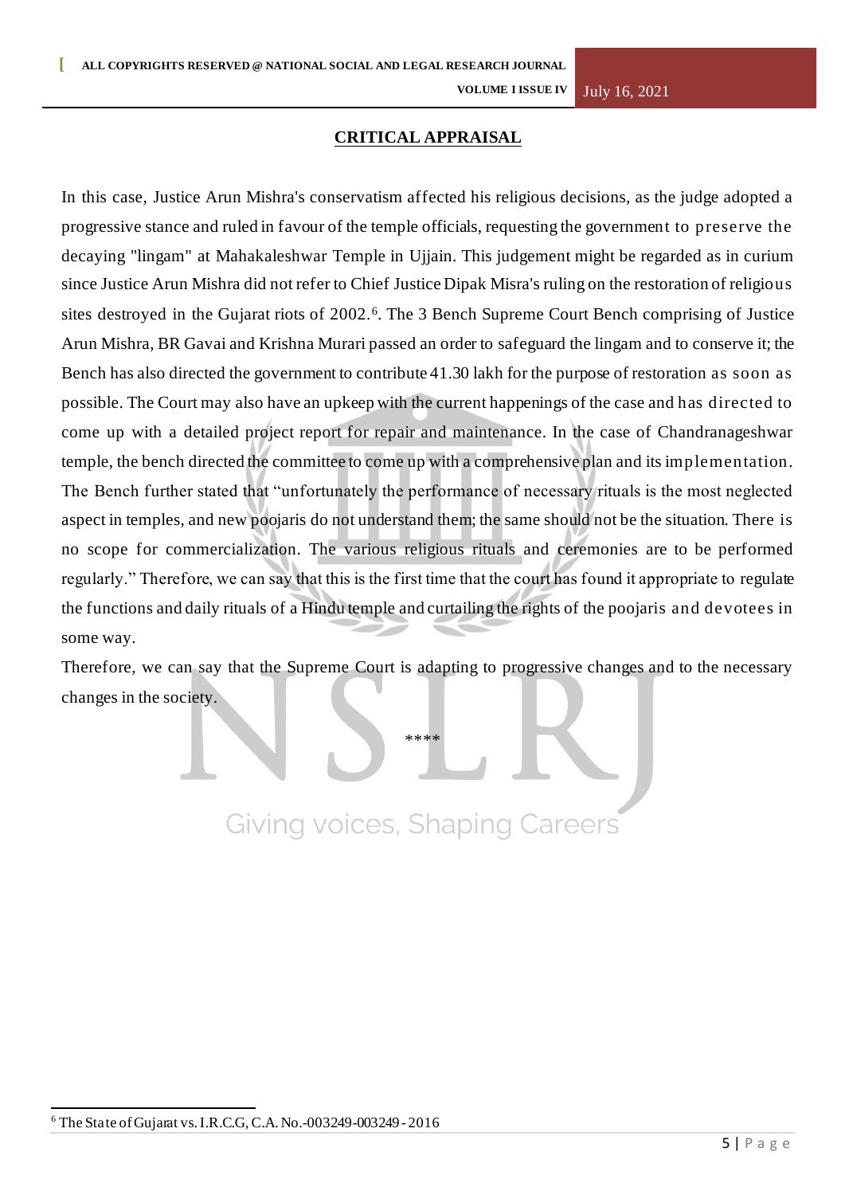## CRITICAL APPRAISAL

In this case, Justice Arun Mishra's conservatism affected his religious decisions, as the judge adopted a progressive stance and ruled in favour of the temple officials, requesting the government to preserve the decaying "lingam" at Mahakaleshwar Temple in Ujjain. This judgement might be regarded as in curium since Justice Arun Mishra did not refer to Chief Justice Dipak Misra's ruling on the restoration of religious sites destroyed in the Gujarat riots of 2002.[6]. The 3 Bench Supreme Court Bench comprising of Justice Arun Mishra, BR Gavai and Krishna Murari passed an order to safeguard the lingam and to conserve it; the Bench has also directed the government to contribute 41.30 lakh for the purpose of restoration as soon as possible. The Court may also have an upkeep with the current happenings of the case and has directed to come up with a detailed project report for repair and maintenance. In the case of Chandranageshwar temple, the bench directed the committee to come up with a comprehensive plan and its implementation. The Bench further stated that "unfortunately the performance of necessary rituals is the most neglected aspect in temples, and new poojaris do not understand them; the same should not be the situation. There is no scope for commercialization. The various religious rituals and ceremonies are to be performed regularly." Therefore, we can say that this is the first time that the court has found it appropriate to regulate the functions and daily rituals of a Hindu temple and curtailing the rights of the poojaris and devotees in some way.

Therefore, we can say that the Supreme Court is adapting to progressive changes and to the necessary changes in the society.

****

[6] The State of Gujarat vs. I.R.C.G, C.A. No.-003249-003249-2016